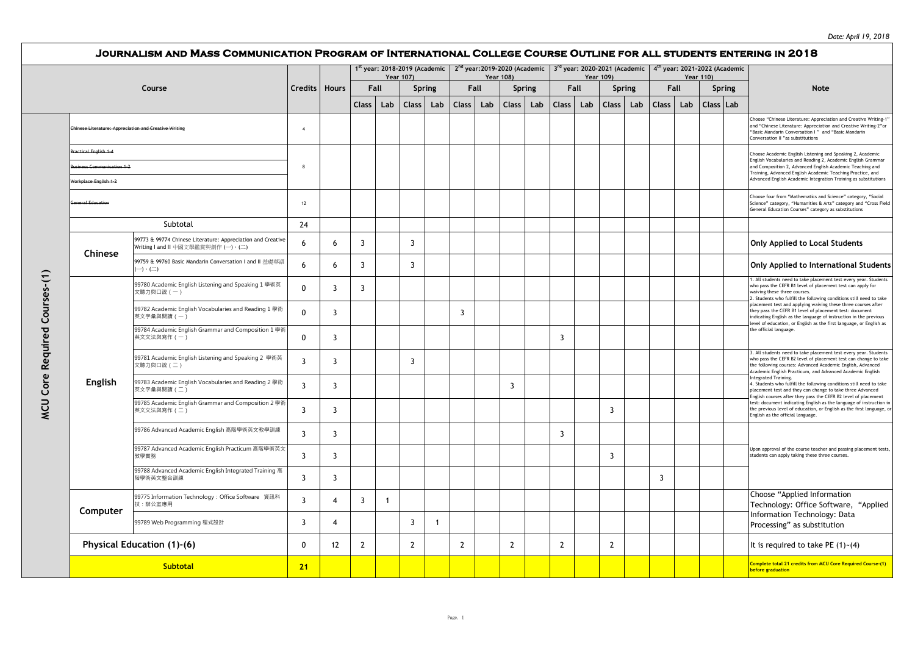Date: April 19, 2018

# Journalism and Mass Communication Program of International College Course Outline for all Students Entering in 2018

| | | Course | Credits | Hours | 1st year: 2018-2019 (Academic Year 107) Fall Class | Fall Lab | Spring Class | Spring Lab | 2nd year: 2019-2020 (Academic Year 108) Fall Class | Fall Lab | Spring Class | Spring Lab | 3rd year: 2020-2021 (Academic Year 109) Fall Class | Fall Lab | Spring Class | Spring Lab | 4th year: 2021-2022 (Academic Year 110) Fall Class | Fall Lab | Spring Class | Spring Lab | Note |
|---|---|---|---|---|---|---|---|---|---|---|---|---|---|---|---|---|---|---|---|---|---|
| MCU Core Required Courses-(1) | ~~Chinese Literature: Appreciation and Creative Writing~~ | | 4 | | | | | | | | | | | | | | | | | | Choose "Chinese Literature: Appreciation and Creative Writing-1" and "Chinese Literature: Appreciation and Creative Writing-2"or "Basic Mandarin Conversation I " and "Basic Mandarin Conversation II "as substitutions |
| | ~~Practical English 1-4~~ / ~~Business Communication 1-2~~ / ~~Workplace English 1-2~~ | | 8 | | | | | | | | | | | | | | | | | | Choose Academic English Listening and Speaking 2, Academic English Vocabularies and Reading 2, Academic English Grammar and Composition 2, Advanced English Academic Teaching and Training, Advanced English Academic Teaching Practice, and Advanced English Academic Integration Training as substitutions |
| | ~~General Education~~ | | 12 | | | | | | | | | | | | | | | | | | Choose four from "Mathematics and Science" category, "Social Science" category, "Humanities & Arts" category and "Cross Field General Education Courses" category as substitutions |
| | Subtotal | | 24 | | | | | | | | | | | | | | | | | | |
| | Chinese | 99773 & 99774 Chinese Literature: Appreciation and Creative Writing I and II 中國文學鑑賞與創作 (一)、(二) | 6 | 6 | 3 | | 3 | | | | | | | | | | | | | | **Only Applied to Local Students** |
| | | 99759 & 99760 Basic Mandarin Conversation I and II 基礎華語 (一)、(二) | 6 | 6 | 3 | | 3 | | | | | | | | | | | | | | **Only Applied to International Students** |
| | English | 99780 Academic English Listening and Speaking 1 學術英文聽力與口說（一） | 0 | 3 | 3 | | | | | | | | | | | | | | | | 1. All students need to take placement test every year. Students who pass the CEFR B1 level of placement test can apply for waiving these three courses. 2. Students who fulfill the following conditions still need to take placement test and applying waiving these three courses after they pass the CEFR B1 level of placement test: document indicating English as the language of instruction in the previous level of education, or English as the first language, or English as the official language. |
| | | 99782 Academic English Vocabularies and Reading 1 學術英文字彙與閱讀（一） | 0 | 3 | | | | | 3 | | | | | | | | | | | | |
| | | 99784 Academic English Grammar and Composition 1 學術英文文法與寫作（一） | 0 | 3 | | | | | | | | | 3 | | | | | | | | |
| | | 99781 Academic English Listening and Speaking 2 學術英文聽力與口說（二） | 3 | 3 | | | 3 | | | | | | | | | | | | | | 3. All students need to take placement test every year. Students who pass the CEFR B2 level of placement test can change to take the following courses: Advanced Academic English, Advanced Academic English Practicum, and Advanced Academic English Integrated Training. 4. Students who fulfill the following conditions still need to take placement test and they can change to take three Advanced English courses after they pass the CEFR B2 level of placement test: document indicating English as the language of instruction in the previous level of education, or English as the first language, or English as the official language. |
| | | 99783 Academic English Vocabularies and Reading 2 學術英文字彙與閱讀（二） | 3 | 3 | | | | | | | 3 | | | | | | | | | | |
| | | 99785 Academic English Grammar and Composition 2 學術英文文法與寫作（二） | 3 | 3 | | | | | | | | | | | 3 | | | | | | |
| | | 99786 Advanced Academic English 高階學術英文教學訓練 | 3 | 3 | | | | | | | | | 3 | | | | | | | | Upon approval of the course teacher and passing placement tests, students can apply taking these three courses. |
| | | 99787 Advanced Academic English Practicum 高階學術英文教學實務 | 3 | 3 | | | | | | | | | | | 3 | | | | | | |
| | | 99788 Advanced Academic English Integrated Training 高階學術英文整合訓練 | 3 | 3 | | | | | | | | | | | | | 3 | | | | |
| | Computer | 99775 Information Technology : Office Software 資訊科技：辦公室應用 | 3 | 4 | 3 | 1 | | | | | | | | | | | | | | | Choose "Applied Information Technology: Office Software, "Applied Information Technology: Data Processing" as substitution |
| | | 99789 Web Programming 程式設計 | 3 | 4 | | | 3 | 1 | | | | | | | | | | | | | |
| | Physical Education (1)-(6) | | 0 | 12 | 2 | | 2 | | 2 | | 2 | | 2 | | 2 | | | | | | It is required to take PE (1)~(4) |
| | **Subtotal** | | **21** | | | | | | | | | | | | | | | | | | **Complete total 21 credits from MCU Core Required Course-(1) before graduation** |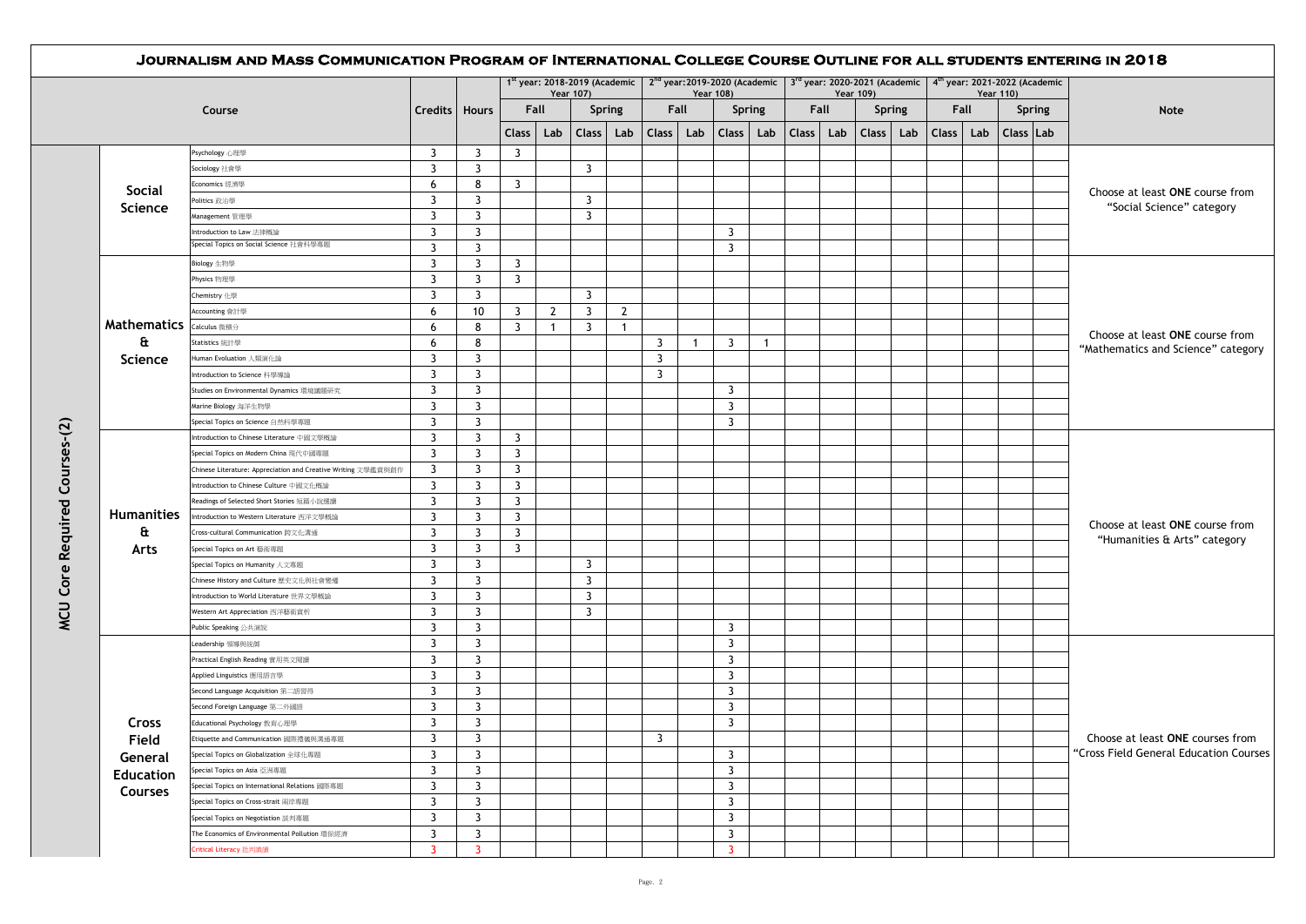# Journalism and Mass Communication Program of International College Course Outline for all students entering in 2018

| | | Course | Credits | Hours | 1st year: 2018-2019 (Academic Year 107) | | | | 2nd year:2019-2020 (Academic Year 108) | | | | 3rd year: 2020-2021 (Academic Year 109) | | | | 4th year: 2021-2022 (Academic Year 110) | | | | Note |
|---|---|---|---|---|---|---|---|---|---|---|---|---|---|---|---|---|---|---|---|---|---|
| | | | | | Fall | | Spring | | Fall | | Spring | | Fall | | Spring | | Fall | | Spring | | |
| | | | | | Class | Lab | Class | Lab | Class | Lab | Class | Lab | Class | Lab | Class | Lab | Class | Lab | Class | Lab | |
| MCU Core Required Courses-(2) | Social Science | Psychology 心理學 | 3 | 3 | 3 | | | | | | | | | | | | | | | | Choose at least **ONE** course from “Social Science” category |
| | | Sociology 社會學 | 3 | 3 | | | 3 | | | | | | | | | | | | | | |
| | | Economics 經濟學 | 6 | 8 | 3 | | | | | | | | | | | | | | | | |
| | | Politics 政治學 | 3 | 3 | | | 3 | | | | | | | | | | | | | | |
| | | Management 管理學 | 3 | 3 | | | 3 | | | | | | | | | | | | | | |
| | | Introduction to Law 法律概論 | 3 | 3 | | | | | | | 3 | | | | | | | | | | |
| | | Special Topics on Social Science 社會科學專題 | 3 | 3 | | | | | | | 3 | | | | | | | | | | |
| | Mathematics & Science | Biology 生物學 | 3 | 3 | 3 | | | | | | | | | | | | | | | | Choose at least **ONE** course from “Mathematics and Science” category |
| | | Physics 物理學 | 3 | 3 | 3 | | | | | | | | | | | | | | | | |
| | | Chemistry 化學 | 3 | 3 | | | 3 | | | | | | | | | | | | | | |
| | | Accounting 會計學 | 6 | 10 | 3 | 2 | 3 | 2 | | | | | | | | | | | | | |
| | | Calculus 微積分 | 6 | 8 | 3 | 1 | 3 | 1 | | | | | | | | | | | | | |
| | | Statistics 統計學 | 6 | 8 | | | | | 3 | 1 | 3 | 1 | | | | | | | | | |
| | | Human Evolution 人類演化論 | 3 | 3 | | | | | 3 | | | | | | | | | | | | |
| | | Introduction to Science 科學導論 | 3 | 3 | | | | | 3 | | | | | | | | | | | | |
| | | Studies on Environmental Dynamics 環境議題研究 | 3 | 3 | | | | | | | 3 | | | | | | | | | | |
| | | Marine Biology 海洋生物學 | 3 | 3 | | | | | | | 3 | | | | | | | | | | |
| | | Special Topics on Science 自然科學專題 | 3 | 3 | | | | | | | 3 | | | | | | | | | | |
| | Humanities & Arts | Introduction to Chinese Literature 中國文學概論 | 3 | 3 | 3 | | | | | | | | | | | | | | | | Choose at least **ONE** course from “Humanities & Arts” category |
| | | Special Topics on Modern China 現代中國專題 | 3 | 3 | 3 | | | | | | | | | | | | | | | | |
| | | Chinese Literature: Appreciation and Creative Writing 文學鑑賞與創作 | 3 | 3 | 3 | | | | | | | | | | | | | | | | |
| | | Introduction to Chinese Culture 中國文化概論 | 3 | 3 | 3 | | | | | | | | | | | | | | | | |
| | | Readings of Selected Short Stories 短篇小說選讀 | 3 | 3 | 3 | | | | | | | | | | | | | | | | |
| | | Introduction to Western Literature 西洋文學概論 | 3 | 3 | 3 | | | | | | | | | | | | | | | | |
| | | Cross-cultural Communication 跨文化溝通 | 3 | 3 | 3 | | | | | | | | | | | | | | | | |
| | | Special Topics on Art 藝術專題 | 3 | 3 | 3 | | | | | | | | | | | | | | | | |
| | | Special Topics on Humanity 人文專題 | 3 | 3 | | | 3 | | | | | | | | | | | | | | |
| | | Chinese History and Culture 歷史文化與社會變遷 | 3 | 3 | | | 3 | | | | | | | | | | | | | | |
| | | Introduction to World Literature 世界文學概論 | 3 | 3 | | | 3 | | | | | | | | | | | | | | |
| | | Western Art Appreciation 西洋藝術賞析 | 3 | 3 | | | 3 | | | | | | | | | | | | | | |
| | | Public Speaking 公共演說 | 3 | 3 | | | | | | | 3 | | | | | | | | | | |
| | Cross Field General Education Courses | Leadership 領導與統御 | 3 | 3 | | | | | | | 3 | | | | | | | | | | Choose at least **ONE** courses from “Cross Field General Education Courses |
| | | Practical English Reading 實用英文閱讀 | 3 | 3 | | | | | | | 3 | | | | | | | | | | |
| | | Applied Linguistics 應用語言學 | 3 | 3 | | | | | | | 3 | | | | | | | | | | |
| | | Second Language Acquisition 第二語習得 | 3 | 3 | | | | | | | 3 | | | | | | | | | | |
| | | Second Foreign Language 第二外國語 | 3 | 3 | | | | | | | 3 | | | | | | | | | | |
| | | Educational Psychology 教育心理學 | 3 | 3 | | | | | | | 3 | | | | | | | | | | |
| | | Etiquette and Communication 國際禮儀與溝通專題 | 3 | 3 | | | | | 3 | | | | | | | | | | | | |
| | | Special Topics on Globalization 全球化專題 | 3 | 3 | | | | | | | 3 | | | | | | | | | | |
| | | Special Topics on Asia 亞洲專題 | 3 | 3 | | | | | | | 3 | | | | | | | | | | |
| | | Special Topics on International Relations 國際專題 | 3 | 3 | | | | | | | 3 | | | | | | | | | | |
| | | Special Topics on Cross-strait 兩岸專題 | 3 | 3 | | | | | | | 3 | | | | | | | | | | |
| | | Special Topics on Negotiation 談判專題 | 3 | 3 | | | | | | | 3 | | | | | | | | | | |
| | | The Economics of Environmental Pollution 環保經濟 | 3 | 3 | | | | | | | 3 | | | | | | | | | | |
| | | Critical Literacy 批判識讀 | 3 | 3 | | | | | | | 3 | | | | | | | | | | |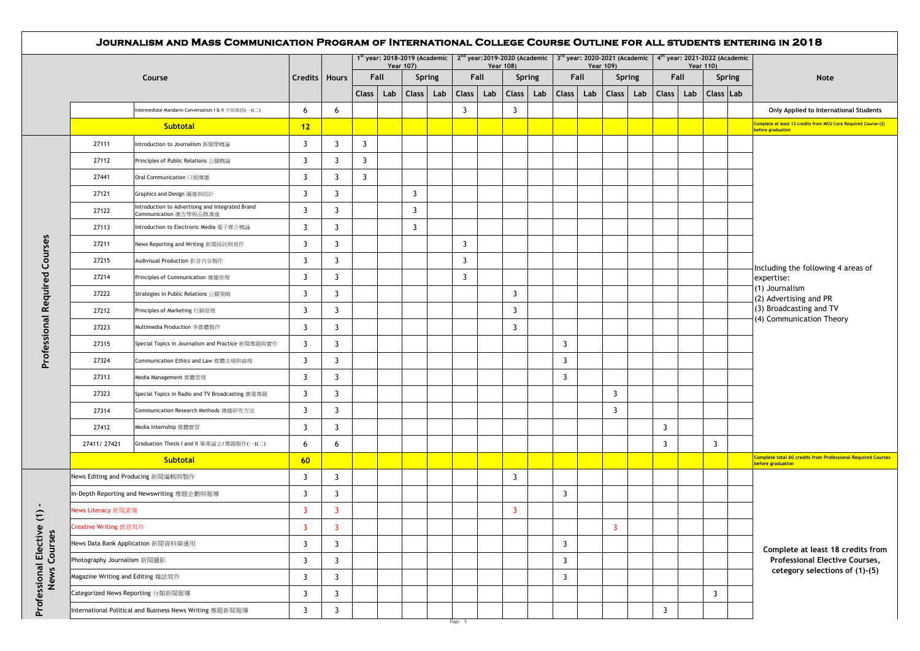# Journalism and Mass Communication Program of International College Course Outline for All Students Entering in 2018

| | | Course | Credits | Hours | 1st year: 2018-2019 (Academic Year 107) | | | | 2nd year: 2019-2020 (Academic Year 108) | | | | 3rd year: 2020-2021 (Academic Year 109) | | | | 4th year: 2021-2022 (Academic Year 110) | | | | Note |
|---|---|---|---|---|---|---|---|---|---|---|---|---|---|---|---|---|---|---|---|---|---|
| | | | | | Fall | | Spring | | Fall | | Spring | | Fall | | Spring | | Fall | | Spring | | |
| | | | | | Class | Lab | Class | Lab | Class | Lab | Class | Lab | Class | Lab | Class | Lab | Class | Lab | Class | Lab | |
| | | Intermediate Mandarin Conversation I & II 中級華語(一)(二) | 6 | 6 | | | | | 3 | | 3 | | | | | | | | | | Only Applied to International Students |
| | | **Subtotal** | **12** | | | | | | | | | | | | | | | | | | Complete at least 12 credits from MCU Core Required Course-(2) before graduation |
| Professional Required Courses | 27111 | Introduction to Journalism 新聞學概論 | 3 | 3 | 3 | | | | | | | | | | | | | | | | Including the following 4 areas of expertise: (1) Journalism (2) Advertising and PR (3) Broadcasting and TV (4) Communication Theory |
| | 27112 | Principles of Public Relations 公關概論 | 3 | 3 | 3 | | | | | | | | | | | | | | | | |
| | 27441 | Oral Communication 口頭傳播 | 3 | 3 | 3 | | | | | | | | | | | | | | | | |
| | 27121 | Graphics and Design 圖像與設計 | 3 | 3 | | | 3 | | | | | | | | | | | | | | |
| | 27122 | Introduction to Advertising and Integrated Brand Communication 廣告學與品牌溝通 | 3 | 3 | | | 3 | | | | | | | | | | | | | | |
| | 27113 | Introduction to Electronic Media 電子媒介概論 | 3 | 3 | | | 3 | | | | | | | | | | | | | | |
| | 27211 | News Reporting and Writing 新聞採訪與寫作 | 3 | 3 | | | | | 3 | | | | | | | | | | | | |
| | 27215 | Audivisual Production 影音內容製作 | 3 | 3 | | | | | 3 | | | | | | | | | | | | |
| | 27214 | Principles of Communication 傳播原理 | 3 | 3 | | | | | 3 | | | | | | | | | | | | |
| | 27222 | Strategies in Public Relations 公關策略 | 3 | 3 | | | | | | | 3 | | | | | | | | | | |
| | 27212 | Principles of Marketing 行銷原理 | 3 | 3 | | | | | | | 3 | | | | | | | | | | |
| | 27223 | Multimedia Production 多媒體製作 | 3 | 3 | | | | | | | 3 | | | | | | | | | | |
| | 27315 | Special Topics in Journalism and Practice 新聞專題與實作 | 3 | 3 | | | | | | | | | 3 | | | | | | | | |
| | 27324 | Communication Ethics and Law 媒體法規與倫理 | 3 | 3 | | | | | | | | | 3 | | | | | | | | |
| | 27313 | Media Management 媒體管理 | 3 | 3 | | | | | | | | | 3 | | | | | | | | |
| | 27323 | Special Topics in Radio and TV Broadcasting 廣電專題 | 3 | 3 | | | | | | | | | | | 3 | | | | | | |
| | 27314 | Communication Research Methods 傳播研究方法 | 3 | 3 | | | | | | | | | | | 3 | | | | | | |
| | 27412 | Media Internship 媒體實習 | 3 | 3 | | | | | | | | | | | | | 3 | | | | |
| | 27411/ 27421 | Graduation Thesis I and II 畢業論文/專題製作(一)(二) | 6 | 6 | | | | | | | | | | | | | 3 | | 3 | | |
| | | **Subtotal** | **60** | | | | | | | | | | | | | | | | | | Complete total 60 credits from Professional Required Courses before graduation |
| Professional Elective (1) - News Courses | News Editing and Producing 新聞編輯與製作 | | 3 | 3 | | | | | | | 3 | | | | | | | | | | Complete at least 18 credits from Professional Elective Courses, cetegory selections of (1)-(5) |
| | In-Depth Reporting and Newswriting 專題企劃與報導 | | 3 | 3 | | | | | | | | | 3 | | | | | | | | |
| | News Literacy 新聞素養 | | 3 | 3 | | | | | | | 3 | | | | | | | | | | |
| | Creative Writing 創意寫作 | | 3 | 3 | | | | | | | | | | | 3 | | | | | | |
| | News Data Bank Application 新聞資料庫運用 | | 3 | 3 | | | | | | | | | 3 | | | | | | | | |
| | Photography Journalism 新聞攝影 | | 3 | 3 | | | | | | | | | 3 | | | | | | | | |
| | Magazine Writing and Editing 雜誌寫作 | | 3 | 3 | | | | | | | | | 3 | | | | | | | | |
| | Categorized News Reporting 分類新聞報導 | | 3 | 3 | | | | | | | | | | | | | | | 3 | | |
| | International Political and Business News Writing 專題新聞報導 | | 3 | 3 | | | | | | | | | | | | | 3 | | | | |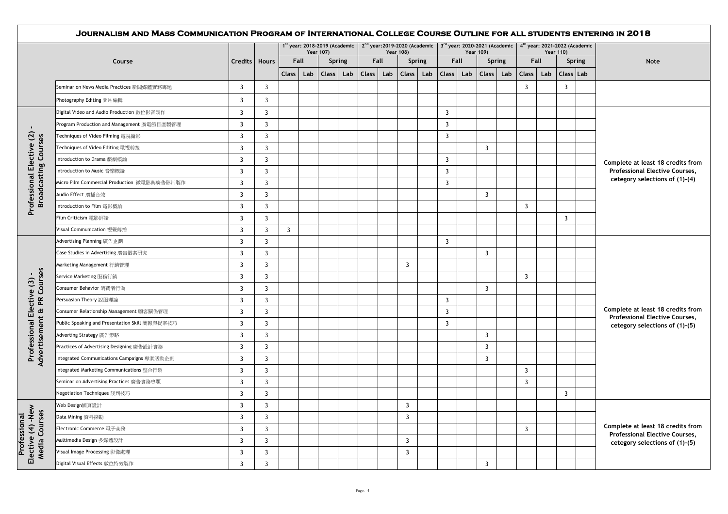# Journalism and Mass Communication Program of International College Course Outline for all students entering in 2018

| | Course | Credits | Hours | 1st year: 2018-2019 (Academic Year 107) | | | | 2nd year:2019-2020 (Academic Year 108) | | | | 3rd year: 2020-2021 (Academic Year 109) | | | | 4th year: 2021-2022 (Academic Year 110) | | | | Note |
|---|---|---|---|---|---|---|---|---|---|---|---|---|---|---|---|---|---|---|---|---|
| | | | | Fall | | Spring | | Fall | | Spring | | Fall | | Spring | | Fall | | Spring | | |
| | | | | Class | Lab | Class | Lab | Class | Lab | Class | Lab | Class | Lab | Class | Lab | Class | Lab | Class | Lab | |
| | Seminar on News Media Practices 新聞媒體實務專題 | 3 | 3 | | | | | | | | | | | | | 3 | | 3 | | |
| | Photography Editing 圖片編輯 | 3 | 3 | | | | | | | | | | | | | | | | | |
| Professional Elective (2) - Broadcasting Courses | Digital Video and Audio Production 數位影音製作 | 3 | 3 | | | | | | | | | 3 | | | | | | | | Complete at least 18 credits from Professional Elective Courses, cetegory selections of (1)-(4) |
| | Program Production and Management 廣電節目產製管理 | 3 | 3 | | | | | | | | | 3 | | | | | | | | |
| | Techniques of Video Filming 電視攝影 | 3 | 3 | | | | | | | | | 3 | | | | | | | | |
| | Techniques of Video Editing 電視剪接 | 3 | 3 | | | | | | | | | | | 3 | | | | | | |
| | Introduction to Drama 戲劇概論 | 3 | 3 | | | | | | | | | 3 | | | | | | | | |
| | Introduction to Music 音樂概論 | 3 | 3 | | | | | | | | | 3 | | | | | | | | |
| | Micro Film Commercial Production 微電影與廣告影片製作 | 3 | 3 | | | | | | | | | 3 | | | | | | | | |
| | Audio Effect 廣播音效 | 3 | 3 | | | | | | | | | | | 3 | | | | | | |
| | Introduction to Film 電影概論 | 3 | 3 | | | | | | | | | | | | | 3 | | | | |
| | Film Criticism 電影評論 | 3 | 3 | | | | | | | | | | | | | | | 3 | | |
| | Visual Communication 視覺傳播 | 3 | 3 | 3 | | | | | | | | | | | | | | | | |
| Professional Elective (3) - Advertisement & PR Courses | Advertising Planning 廣告企劃 | 3 | 3 | | | | | | | | | 3 | | | | | | | | Complete at least 18 credits from Professional Elective Courses, cetegory selections of (1)-(5) |
| | Case Studies in Advertising 廣告個案研究 | 3 | 3 | | | | | | | | | | | 3 | | | | | | |
| | Marketing Management 行銷管理 | 3 | 3 | | | | | | | 3 | | | | | | | | | | |
| | Service Marketing 服務行銷 | 3 | 3 | | | | | | | | | | | | | 3 | | | | |
| | Consumer Behavior 消費者行為 | 3 | 3 | | | | | | | | | | | 3 | | | | | | |
| | Persuasion Theory 說服理論 | 3 | 3 | | | | | | | | | 3 | | | | | | | | |
| | Consumer Relationship Management 顧客關係管理 | 3 | 3 | | | | | | | | | 3 | | | | | | | | |
| | Public Speaking and Presentation Skill 簡報與提案技巧 | 3 | 3 | | | | | | | | | 3 | | | | | | | | |
| | Adverting Strategy 廣告策略 | 3 | 3 | | | | | | | | | | | 3 | | | | | | |
| | Practices of Advertising Designing 廣告設計實務 | 3 | 3 | | | | | | | | | | | 3 | | | | | | |
| | Integrated Communications Campaigns 專案活動企劃 | 3 | 3 | | | | | | | | | | | 3 | | | | | | |
| | Integrated Marketing Communications 整合行銷 | 3 | 3 | | | | | | | | | | | | | 3 | | | | |
| | Seminar on Advertising Practices 廣告實務專題 | 3 | 3 | | | | | | | | | | | | | 3 | | | | |
| | Negotiation Techniques 談判技巧 | 3 | 3 | | | | | | | | | | | | | | | 3 | | |
| Professional Elective (4) -New Media Courses | Web Design網頁設計 | 3 | 3 | | | | | | | 3 | | | | | | | | | | Complete at least 18 credits from Professional Elective Courses, cetegory selections of (1)-(5) |
| | Data Mining 資料採勘 | 3 | 3 | | | | | | | 3 | | | | | | | | | | |
| | Electronic Commerce 電子商務 | 3 | 3 | | | | | | | | | | | | | 3 | | | | |
| | Multimedia Design 多媒體設計 | 3 | 3 | | | | | | | 3 | | | | | | | | | | |
| | Visual Image Processing 影像處理 | 3 | 3 | | | | | | | 3 | | | | | | | | | | |
| | Digital Visual Effects 數位特效製作 | 3 | 3 | | | | | | | | | | | 3 | | | | | | |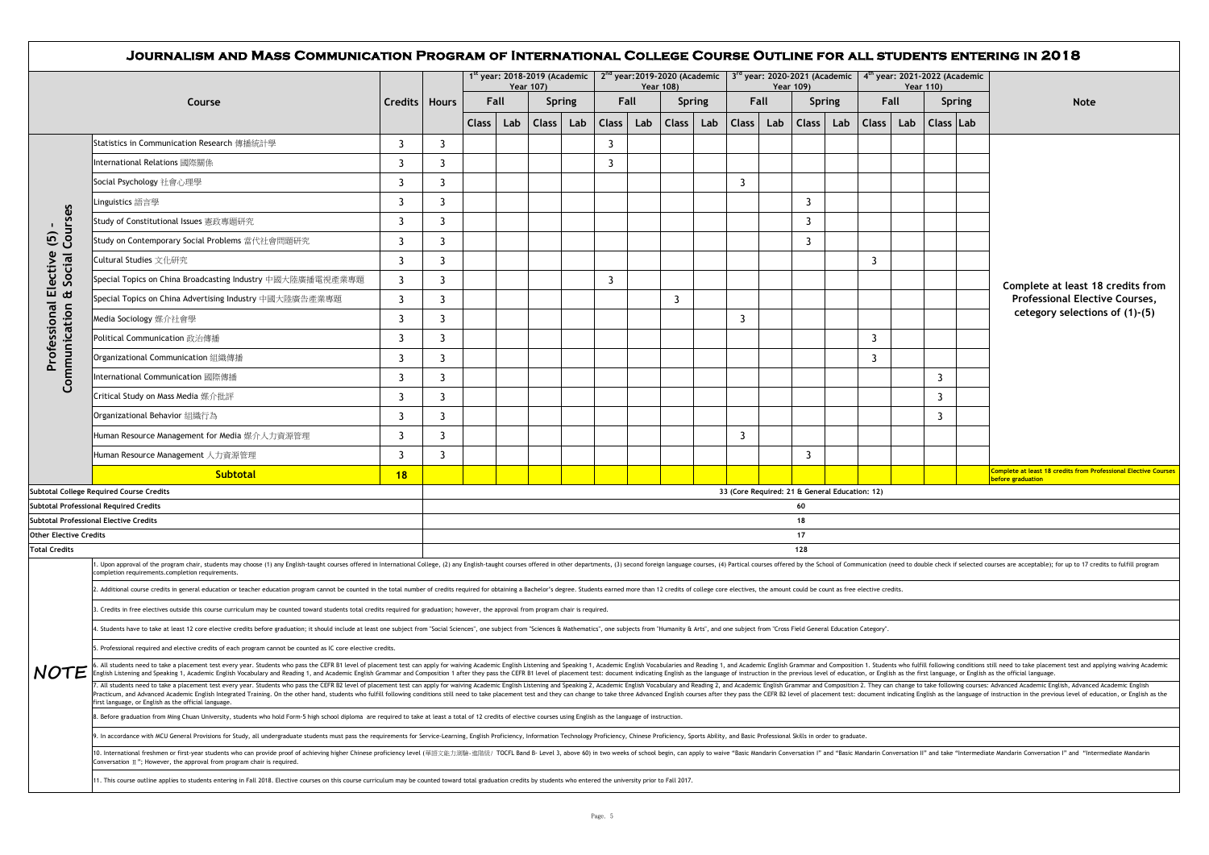# Journalism and Mass Communication Program of International College Course Outline for All Students Entering in 2018

| Category | Course | Credits | Hours | 1st year: 2018-2019 (Academic Year 107) Fall Class | Fall Lab | Spring Class | Spring Lab | 2nd year: 2019-2020 (Academic Year 108) Fall Class | Fall Lab | Spring Class | Spring Lab | 3rd year: 2020-2021 (Academic Year 109) Fall Class | Fall Lab | Spring Class | Spring Lab | 4th year: 2021-2022 (Academic Year 110) Fall Class | Fall Lab | Spring Class | Spring Lab | Note |
|---|---|---|---|---|---|---|---|---|---|---|---|---|---|---|---|---|---|---|---|---|
| Professional Elective (5) - Communication & Social Courses | Statistics in Communication Research 傳播統計學 | 3 | 3 | | | | | 3 | | | | | | | | | | | | Complete at least 18 credits from Professional Elective Courses, category selections of (1)-(5) |
| | International Relations 國際關係 | 3 | 3 | | | | | 3 | | | | | | | | | | | | |
| | Social Psychology 社會心理學 | 3 | 3 | | | | | | | | | 3 | | | | | | | | |
| | Linguistics 語言學 | 3 | 3 | | | | | | | | | | | 3 | | | | | | |
| | Study of Constitutional Issues 憲政專題研究 | 3 | 3 | | | | | | | | | | | 3 | | | | | | |
| | Study on Contemporary Social Problems 當代社會問題研究 | 3 | 3 | | | | | | | | | | | 3 | | | | | | |
| | Cultural Studies 文化研究 | 3 | 3 | | | | | | | | | | | | | 3 | | | | |
| | Special Topics on China Broadcasting Industry 中國大陸廣播電視產業專題 | 3 | 3 | | | | | 3 | | | | | | | | | | | | |
| | Special Topics on China Advertising Industry 中國大陸廣告產業專題 | 3 | 3 | | | | | | | 3 | | | | | | | | | | |
| | Media Sociology 媒介社會學 | 3 | 3 | | | | | | | | | 3 | | | | | | | | |
| | Political Communication 政治傳播 | 3 | 3 | | | | | | | | | | | | | 3 | | | | |
| | Organizational Communication 組織傳播 | 3 | 3 | | | | | | | | | | | | | 3 | | | | |
| | International Communication 國際傳播 | 3 | 3 | | | | | | | | | | | | | | | 3 | | |
| | Critical Study on Mass Media 媒介批評 | 3 | 3 | | | | | | | | | | | | | | | 3 | | |
| | Organizational Behavior 組織行為 | 3 | 3 | | | | | | | | | | | | | | | 3 | | |
| | Human Resource Management for Media 媒介人力資源管理 | 3 | 3 | | | | | | | | | 3 | | | | | | | | |
| | Human Resource Management 人力資源管理 | 3 | 3 | | | | | | | | | | | 3 | | | | | | |
| | **Subtotal** | **18** | | | | | | | | | | | | | | | | | | Complete at least 18 credits from Professional Elective Courses before graduation |
| Subtotal College Required Course Credits | | | | 33 (Core Required: 21 & General Education: 12) | | | | | | | | | | | | | | | | |
| Subtotal Professional Required Credits | | | | 60 | | | | | | | | | | | | | | | | |
| Subtotal Professional Elective Credits | | | | 18 | | | | | | | | | | | | | | | | |
| Other Elective Credits | | | | 17 | | | | | | | | | | | | | | | | |
| Total Credits | | | | 128 | | | | | | | | | | | | | | | | |

## NOTE

1. Upon approval of the program chair, students may choose (1) any English-taught courses offered in International College, (2) any English-taught courses offered in other departments, (3) second foreign language courses, (4) Partical courses offered by the School of Communication (need to double check if selected courses are acceptable); for up to 17 credits to fulfill program completion requirements.completion requirements.

2. Additional course credits in general education or teacher education program cannot be counted in the total number of credits required for obtaining a Bachelor's degree. Students earned more than 12 credits of college core electives, the amount could be count as free elective credits.

3. Credits in free electives outside this course curriculum may be counted toward students total credits required for graduation; however, the approval from program chair is required.

4. Students have to take at least 12 core elective credits before graduation; it should include at least one subject from "Social Sciences", one subject from "Sciences & Mathematics", one subjects from "Humanity & Arts", and one subject from "Cross Field General Education Category".

5. Professional required and elective credits of each program cannot be counted as IC core elective credits.

6. All students need to take a placement test every year. Students who pass the CEFR B1 level of placement test can apply for waiving Academic English Listening and Speaking 1, Academic English Vocabularies and Reading 1, and Academic English Grammar and Composition 1. Students who fulfill following conditions still need to take placement test and applying waiving Academic English Listening and Speaking 1, Academic English Vocabulary and Reading 1, and Academic English Grammar and Composition 1 after they pass the CEFR B1 level of placement test: document indicating English as the language of instruction in the previous level of education, or English as the first language, or English as the official language.

7. All students need to take a placement test every year. Students who pass the CEFR B2 level of placement test can apply for waiving Academic English Listening and Speaking 2, Academic English Vocabulary and Reading 2, and Academic English Grammar and Composition 2. They can change to take following courses: Advanced Academic English, Advanced Academic English Practicum, and Advanced Academic English Integrated Training. On the other hand, students who fulfill following conditions still need to take placement test and they can change to take three Advanced English courses after they pass the CEFR B2 level of placement test: document indicating English as the language of instruction in the previous level of education, or English as the first language, or English as the official language.

8. Before graduation from Ming Chuan University, students who hold Form-5 high school diploma are required to take at least a total of 12 credits of elective courses using English as the language of instruction.

9. In accordance with MCU General Provisions for Study, all undergraduate students must pass the requirements for Service-Learning, English Proficiency, Information Technology Proficiency, Chinese Proficiency, Sports Ability, and Basic Professional Skills in order to graduate.

10. International freshmen or first-year students who can provide proof of achieving higher Chinese proficiency level (華語文能力測驗-進階級/ TOCFL Band B- Level 3, above 60) in two weeks of school begin, can apply to waive "Basic Mandarin Conversation I" and "Basic Mandarin Conversation II" and take "Intermediate Mandarin Conversation I" and "Intermediate Mandarin Conversation II"; However, the approval from program chair is required.

11. This course outline applies to students entering in Fall 2018. Elective courses on this course curriculum may be counted toward total graduation credits by students who entered the university prior to Fall 2017.